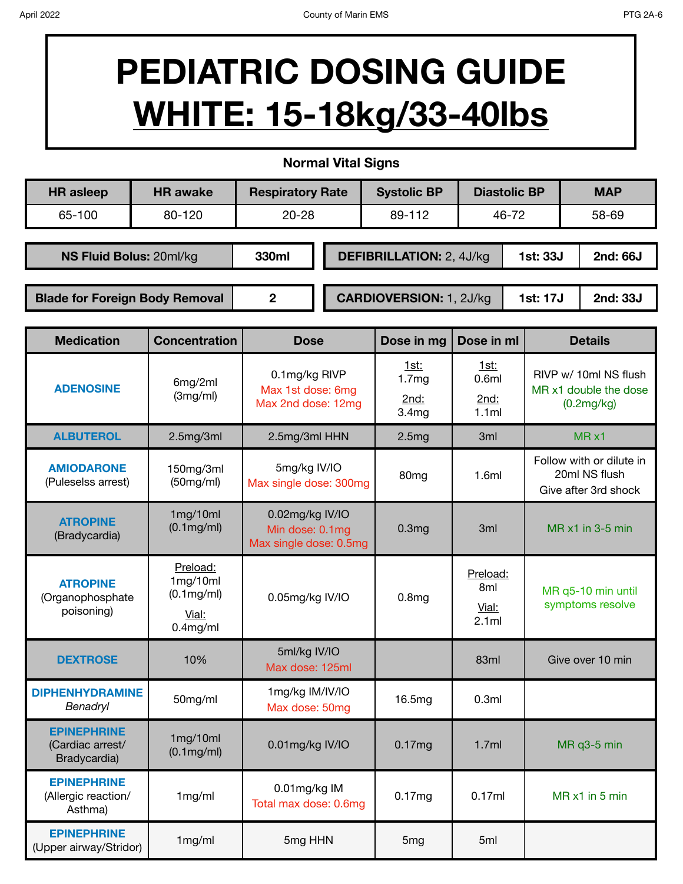# PEDIATRIC DOSING GUIDE

# WHITE: 15-18kg/33-40lbs

**Normal Vital Signs**

| HR asleep | HR awake | Respiratory Rate | Systolic BP | Diastolic BP | MAP |
|---|---|---|---|---|---|
| 65-100 | 80-120 | 20-28 | 89-112 | 46-72 | 58-69 |

| **NS Fluid Bolus:** 20ml/kg | **330ml** |
|---|---|
| **Blade for Foreign Body Removal** | **2** |

| **DEFIBRILLATION:** 2, 4J/kg | **1st: 33J** | **2nd: 66J** |
|---|---|---|
| **CARDIOVERSION:** 1, 2J/kg | **1st: 17J** | **2nd: 33J** |

| Medication | Concentration | Dose | Dose in mg | Dose in ml | Details |
|---|---|---|---|---|---|
| **ADENOSINE** | 6mg/2ml (3mg/ml) | 0.1mg/kg RIVP<br>Max 1st dose: 6mg<br>Max 2nd dose: 12mg | 1st: 1.7mg<br>2nd: 3.4mg | 1st: 0.6ml<br>2nd: 1.1ml | RIVP w/ 10ml NS flush<br>MR x1 double the dose (0.2mg/kg) |
| **ALBUTEROL** | 2.5mg/3ml | 2.5mg/3ml HHN | 2.5mg | 3ml | MR x1 |
| **AMIODARONE** (Puleselss arrest) | 150mg/3ml (50mg/ml) | 5mg/kg IV/IO<br>Max single dose: 300mg | 80mg | 1.6ml | Follow with or dilute in 20ml NS flush<br>Give after 3rd shock |
| **ATROPINE** (Bradycardia) | 1mg/10ml (0.1mg/ml) | 0.02mg/kg IV/IO<br>Min dose: 0.1mg<br>Max single dose: 0.5mg | 0.3mg | 3ml | MR x1 in 3-5 min |
| **ATROPINE** (Organophosphate poisoning) | Preload: 1mg/10ml (0.1mg/ml)<br>Vial: 0.4mg/ml | 0.05mg/kg IV/IO | 0.8mg | Preload: 8ml<br>Vial: 2.1ml | MR q5-10 min until symptoms resolve |
| **DEXTROSE** | 10% | 5ml/kg IV/IO<br>Max dose: 125ml | | 83ml | Give over 10 min |
| **DIPHENHYDRAMINE** *Benadryl* | 50mg/ml | 1mg/kg IM/IV/IO<br>Max dose: 50mg | 16.5mg | 0.3ml | |
| **EPINEPHRINE** (Cardiac arrest/ Bradycardia) | 1mg/10ml (0.1mg/ml) | 0.01mg/kg IV/IO | 0.17mg | 1.7ml | MR q3-5 min |
| **EPINEPHRINE** (Allergic reaction/ Asthma) | 1mg/ml | 0.01mg/kg IM<br>Total max dose: 0.6mg | 0.17mg | 0.17ml | MR x1 in 5 min |
| **EPINEPHRINE** (Upper airway/Stridor) | 1mg/ml | 5mg HHN | 5mg | 5ml | |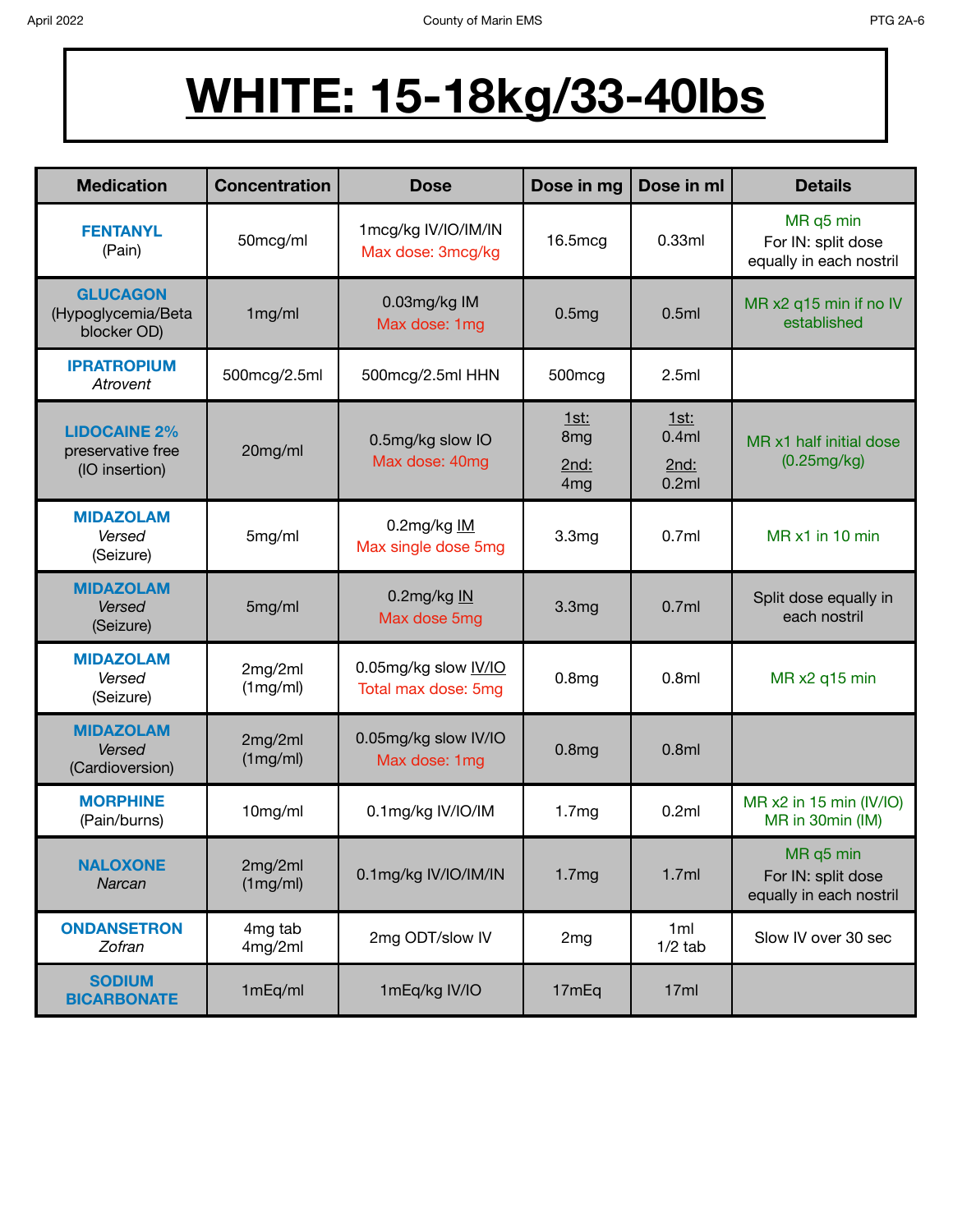# WHITE: 15-18kg/33-40lbs

| Medication | Concentration | Dose | Dose in mg | Dose in ml | Details |
|---|---|---|---|---|---|
| **FENTANYL** (Pain) | 50mcg/ml | 1mcg/kg IV/IO/IM/IN<br>Max dose: 3mcg/kg | 16.5mcg | 0.33ml | MR q5 min<br>For IN: split dose equally in each nostril |
| **GLUCAGON** (Hypoglycemia/Beta blocker OD) | 1mg/ml | 0.03mg/kg IM<br>Max dose: 1mg | 0.5mg | 0.5ml | MR x2 q15 min if no IV established |
| **IPRATROPIUM** *Atrovent* | 500mcg/2.5ml | 500mcg/2.5ml HHN | 500mcg | 2.5ml | |
| **LIDOCAINE 2%** preservative free (IO insertion) | 20mg/ml | 0.5mg/kg slow IO<br>Max dose: 40mg | 1st: 8mg<br>2nd: 4mg | 1st: 0.4ml<br>2nd: 0.2ml | MR x1 half initial dose (0.25mg/kg) |
| **MIDAZOLAM** *Versed* (Seizure) | 5mg/ml | 0.2mg/kg IM<br>Max single dose 5mg | 3.3mg | 0.7ml | MR x1 in 10 min |
| **MIDAZOLAM** *Versed* (Seizure) | 5mg/ml | 0.2mg/kg IN<br>Max dose 5mg | 3.3mg | 0.7ml | Split dose equally in each nostril |
| **MIDAZOLAM** *Versed* (Seizure) | 2mg/2ml (1mg/ml) | 0.05mg/kg slow IV/IO<br>Total max dose: 5mg | 0.8mg | 0.8ml | MR x2 q15 min |
| **MIDAZOLAM** *Versed* (Cardioversion) | 2mg/2ml (1mg/ml) | 0.05mg/kg slow IV/IO<br>Max dose: 1mg | 0.8mg | 0.8ml | |
| **MORPHINE** (Pain/burns) | 10mg/ml | 0.1mg/kg IV/IO/IM | 1.7mg | 0.2ml | MR x2 in 15 min (IV/IO)<br>MR in 30min (IM) |
| **NALOXONE** *Narcan* | 2mg/2ml (1mg/ml) | 0.1mg/kg IV/IO/IM/IN | 1.7mg | 1.7ml | MR q5 min<br>For IN: split dose equally in each nostril |
| **ONDANSETRON** *Zofran* | 4mg tab<br>4mg/2ml | 2mg ODT/slow IV | 2mg | 1ml<br>1/2 tab | Slow IV over 30 sec |
| **SODIUM BICARBONATE** | 1mEq/ml | 1mEq/kg IV/IO | 17mEq | 17ml | |